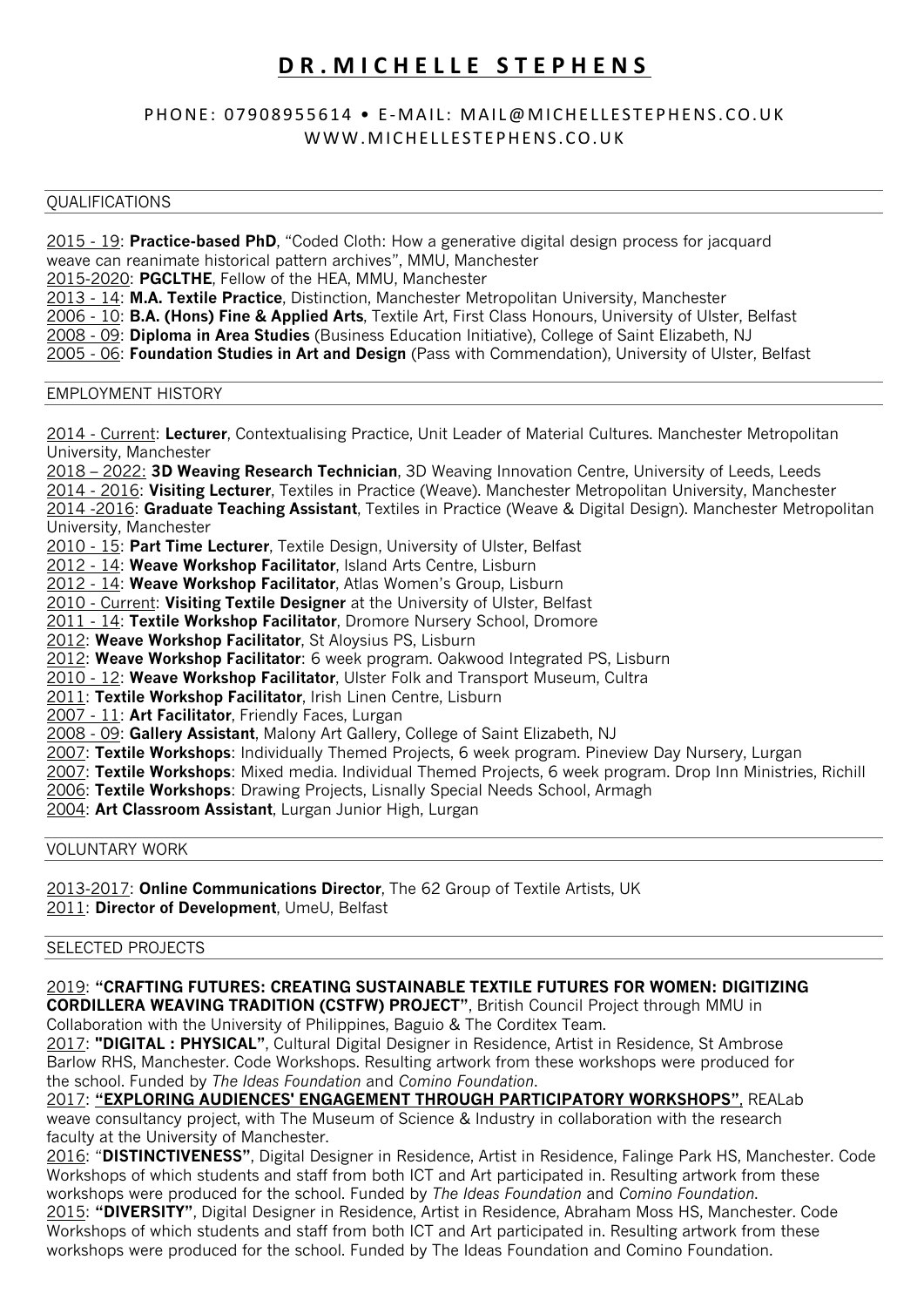# DR. MICHELLE STEPHENS

PHONE: 07908955614 • E-MAIL: MAIL@MICHELLESTEPHENS.CO.UK
WWW.MICHELLESTEPHENS.CO.UK

## QUALIFICATIONS

2015 - 19: **Practice-based PhD**, "Coded Cloth: How a generative digital design process for jacquard weave can reanimate historical pattern archives", MMU, Manchester
2015-2020: **PGCLTHE**, Fellow of the HEA, MMU, Manchester
2013 - 14: **M.A. Textile Practice**, Distinction, Manchester Metropolitan University, Manchester
2006 - 10: **B.A. (Hons) Fine & Applied Arts**, Textile Art, First Class Honours, University of Ulster, Belfast
2008 - 09: **Diploma in Area Studies** (Business Education Initiative), College of Saint Elizabeth, NJ
2005 - 06: **Foundation Studies in Art and Design** (Pass with Commendation), University of Ulster, Belfast

## EMPLOYMENT HISTORY

2014 - Current: **Lecturer**, Contextualising Practice, Unit Leader of Material Cultures. Manchester Metropolitan University, Manchester
2018 – 2022: **3D Weaving Research Technician**, 3D Weaving Innovation Centre, University of Leeds, Leeds
2014 - 2016: **Visiting Lecturer**, Textiles in Practice (Weave). Manchester Metropolitan University, Manchester
2014 -2016: **Graduate Teaching Assistant**, Textiles in Practice (Weave & Digital Design). Manchester Metropolitan University, Manchester
2010 - 15: **Part Time Lecturer**, Textile Design, University of Ulster, Belfast
2012 - 14: **Weave Workshop Facilitator**, Island Arts Centre, Lisburn
2012 - 14: **Weave Workshop Facilitator**, Atlas Women's Group, Lisburn
2010 - Current: **Visiting Textile Designer** at the University of Ulster, Belfast
2011 - 14: **Textile Workshop Facilitator**, Dromore Nursery School, Dromore
2012: **Weave Workshop Facilitator**, St Aloysius PS, Lisburn
2012: **Weave Workshop Facilitator**: 6 week program. Oakwood Integrated PS, Lisburn
2010 - 12: **Weave Workshop Facilitator**, Ulster Folk and Transport Museum, Cultra
2011: **Textile Workshop Facilitator**, Irish Linen Centre, Lisburn
2007 - 11: **Art Facilitator**, Friendly Faces, Lurgan
2008 - 09: **Gallery Assistant**, Malony Art Gallery, College of Saint Elizabeth, NJ
2007: **Textile Workshops**: Individually Themed Projects, 6 week program. Pineview Day Nursery, Lurgan
2007: **Textile Workshops**: Mixed media. Individual Themed Projects, 6 week program. Drop Inn Ministries, Richill
2006: **Textile Workshops**: Drawing Projects, Lisnally Special Needs School, Armagh
2004: **Art Classroom Assistant**, Lurgan Junior High, Lurgan

## VOLUNTARY WORK

2013-2017: **Online Communications Director**, The 62 Group of Textile Artists, UK
2011: **Director of Development**, UmeU, Belfast

## SELECTED PROJECTS

2019: **"CRAFTING FUTURES: CREATING SUSTAINABLE TEXTILE FUTURES FOR WOMEN: DIGITIZING CORDILLERA WEAVING TRADITION (CSTFW) PROJECT"**, British Council Project through MMU in Collaboration with the University of Philippines, Baguio & The Corditex Team.
2017: **"DIGITAL : PHYSICAL"**, Cultural Digital Designer in Residence, Artist in Residence, St Ambrose Barlow RHS, Manchester. Code Workshops. Resulting artwork from these workshops were produced for the school. Funded by *The Ideas Foundation* and *Comino Foundation*.
2017: **"EXPLORING AUDIENCES' ENGAGEMENT THROUGH PARTICIPATORY WORKSHOPS"**, REALab weave consultancy project, with The Museum of Science & Industry in collaboration with the research faculty at the University of Manchester.
2016: "**DISTINCTIVENESS"**, Digital Designer in Residence, Artist in Residence, Falinge Park HS, Manchester. Code Workshops of which students and staff from both ICT and Art participated in. Resulting artwork from these workshops were produced for the school. Funded by *The Ideas Foundation* and *Comino Foundation*.
2015: **"DIVERSITY"**, Digital Designer in Residence, Artist in Residence, Abraham Moss HS, Manchester. Code Workshops of which students and staff from both ICT and Art participated in. Resulting artwork from these workshops were produced for the school. Funded by The Ideas Foundation and Comino Foundation.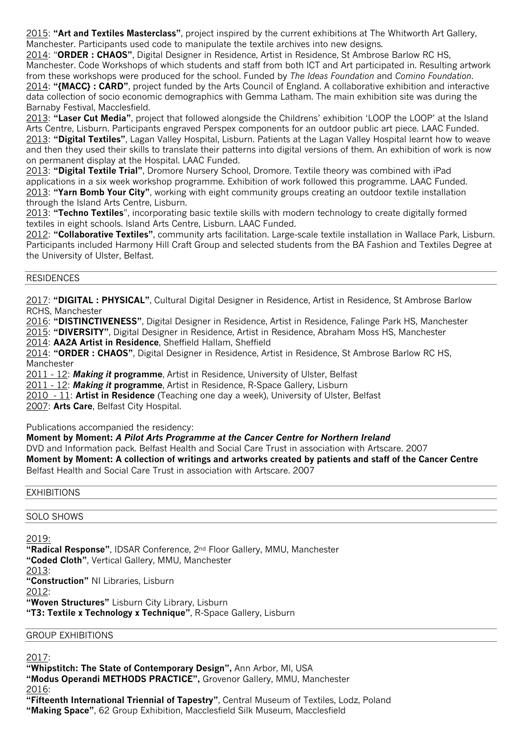2015: **"Art and Textiles Masterclass"**, project inspired by the current exhibitions at The Whitworth Art Gallery, Manchester. Participants used code to manipulate the textile archives into new designs.

2014: "**ORDER : CHAOS"**, Digital Designer in Residence, Artist in Residence, St Ambrose Barlow RC HS, Manchester. Code Workshops of which students and staff from both ICT and Art participated in. Resulting artwork from these workshops were produced for the school. Funded by *The Ideas Foundation* and *Comino Foundation*.

2014: **"{MACC} : CARD"**, project funded by the Arts Council of England. A collaborative exhibition and interactive data collection of socio economic demographics with Gemma Latham. The main exhibition site was during the Barnaby Festival, Macclesfield.

2013: **"Laser Cut Media"**, project that followed alongside the Childrens' exhibition 'LOOP the LOOP' at the Island Arts Centre, Lisburn. Participants engraved Perspex components for an outdoor public art piece. LAAC Funded.

2013: **"Digital Textiles"**, Lagan Valley Hospital, Lisburn. Patients at the Lagan Valley Hospital learnt how to weave and then they used their skills to translate their patterns into digital versions of them. An exhibition of work is now on permanent display at the Hospital. LAAC Funded.

2013: **"Digital Textile Trial"**, Dromore Nursery School, Dromore. Textile theory was combined with iPad applications in a six week workshop programme. Exhibition of work followed this programme. LAAC Funded.

2013: **"Yarn Bomb Your City"**, working with eight community groups creating an outdoor textile installation through the Island Arts Centre, Lisburn.

2013: **"Techno Textiles**", incorporating basic textile skills with modern technology to create digitally formed textiles in eight schools. Island Arts Centre, Lisburn. LAAC Funded.

2012: **"Collaborative Textiles"**, community arts facilitation. Large-scale textile installation in Wallace Park, Lisburn. Participants included Harmony Hill Craft Group and selected students from the BA Fashion and Textiles Degree at the University of Ulster, Belfast.

## RESIDENCES

2017: **"DIGITAL : PHYSICAL"**, Cultural Digital Designer in Residence, Artist in Residence, St Ambrose Barlow RCHS, Manchester

2016: **"DISTINCTIVENESS"**, Digital Designer in Residence, Artist in Residence, Falinge Park HS, Manchester

2015: **"DIVERSITY"**, Digital Designer in Residence, Artist in Residence, Abraham Moss HS, Manchester

2014: **AA2A Artist in Residence**, Sheffield Hallam, Sheffield

2014: **"ORDER : CHAOS"**, Digital Designer in Residence, Artist in Residence, St Ambrose Barlow RC HS, Manchester

2011 - 12: ***Making it* programme**, Artist in Residence, University of Ulster, Belfast

2011 - 12: ***Making it* programme**, Artist in Residence, R-Space Gallery, Lisburn

2010 - 11: **Artist in Residence** (Teaching one day a week), University of Ulster, Belfast

2007: **Arts Care**, Belfast City Hospital.

Publications accompanied the residency:

**Moment by Moment: *A Pilot Arts Programme at the Cancer Centre for Northern Ireland***
DVD and Information pack. Belfast Health and Social Care Trust in association with Artscare. 2007

**Moment by Moment: A collection of writings and artworks created by patients and staff of the Cancer Centre**
Belfast Health and Social Care Trust in association with Artscare. 2007

## EXHIBITIONS

### SOLO SHOWS

2019:

**"Radical Response"**, IDSAR Conference, 2nd Floor Gallery, MMU, Manchester

**"Coded Cloth"**, Vertical Gallery, MMU, Manchester

2013:

**"Construction"** NI Libraries, Lisburn

2012:

**"Woven Structures"** Lisburn City Library, Lisburn

**"T3: Textile x Technology x Technique"**, R-Space Gallery, Lisburn

### GROUP EXHIBITIONS

2017:

**"Whipstitch: The State of Contemporary Design",** Ann Arbor, MI, USA

**"Modus Operandi METHODS PRACTICE",** Grovenor Gallery, MMU, Manchester

2016:

**"Fifteenth International Triennial of Tapestry"**, Central Museum of Textiles, Lodz, Poland

**"Making Space"**, 62 Group Exhibition, Macclesfield Silk Museum, Macclesfield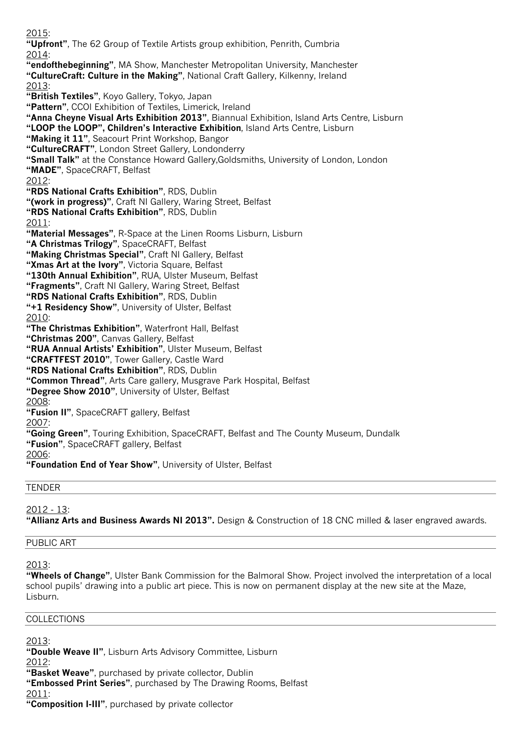<u>2015</u>:
**"Upfront"**, The 62 Group of Textile Artists group exhibition, Penrith, Cumbria
<u>2014</u>:
**"endofthebeginning"**, MA Show, Manchester Metropolitan University, Manchester
**"CultureCraft: Culture in the Making"**, National Craft Gallery, Kilkenny, Ireland
<u>2013</u>:
**"British Textiles"**, Koyo Gallery, Tokyo, Japan
**"Pattern"**, CCOI Exhibition of Textiles, Limerick, Ireland
**"Anna Cheyne Visual Arts Exhibition 2013"**, Biannual Exhibition, Island Arts Centre, Lisburn
**"LOOP the LOOP", Children's Interactive Exhibition**, Island Arts Centre, Lisburn
**"Making it 11"**, Seacourt Print Workshop, Bangor
**"CultureCRAFT"**, London Street Gallery, Londonderry
**"Small Talk"** at the Constance Howard Gallery,Goldsmiths, University of London, London
**"MADE"**, SpaceCRAFT, Belfast
<u>2012</u>:
**"RDS National Crafts Exhibition"**, RDS, Dublin
**"(work in progress)"**, Craft NI Gallery, Waring Street, Belfast
**"RDS National Crafts Exhibition"**, RDS, Dublin
<u>2011</u>:
**"Material Messages"**, R-Space at the Linen Rooms Lisburn, Lisburn
**"A Christmas Trilogy"**, SpaceCRAFT, Belfast
**"Making Christmas Special"**, Craft NI Gallery, Belfast
**"Xmas Art at the Ivory"**, Victoria Square, Belfast
**"130th Annual Exhibition"**, RUA, Ulster Museum, Belfast
**"Fragments"**, Craft NI Gallery, Waring Street, Belfast
**"RDS National Crafts Exhibition"**, RDS, Dublin
**"+1 Residency Show"**, University of Ulster, Belfast
<u>2010</u>:
**"The Christmas Exhibition"**, Waterfront Hall, Belfast
**"Christmas 200"**, Canvas Gallery, Belfast
**"RUA Annual Artists' Exhibition"**, Ulster Museum, Belfast
**"CRAFTFEST 2010"**, Tower Gallery, Castle Ward
**"RDS National Crafts Exhibition"**, RDS, Dublin
**"Common Thread"**, Arts Care gallery, Musgrave Park Hospital, Belfast
**"Degree Show 2010"**, University of Ulster, Belfast
<u>2008</u>:
**"Fusion II"**, SpaceCRAFT gallery, Belfast
<u>2007</u>:
**"Going Green"**, Touring Exhibition, SpaceCRAFT, Belfast and The County Museum, Dundalk
**"Fusion"**, SpaceCRAFT gallery, Belfast
<u>2006</u>:
**"Foundation End of Year Show"**, University of Ulster, Belfast

## TENDER

<u>2012 - 13</u>:
**"Allianz Arts and Business Awards NI 2013".** Design & Construction of 18 CNC milled & laser engraved awards.

## PUBLIC ART

<u>2013</u>:
**"Wheels of Change"**, Ulster Bank Commission for the Balmoral Show. Project involved the interpretation of a local school pupils' drawing into a public art piece. This is now on permanent display at the new site at the Maze, Lisburn.

## COLLECTIONS

<u>2013</u>:
**"Double Weave II"**, Lisburn Arts Advisory Committee, Lisburn
<u>2012</u>:
**"Basket Weave"**, purchased by private collector, Dublin
**"Embossed Print Series"**, purchased by The Drawing Rooms, Belfast
<u>2011</u>:
**"Composition I-III"**, purchased by private collector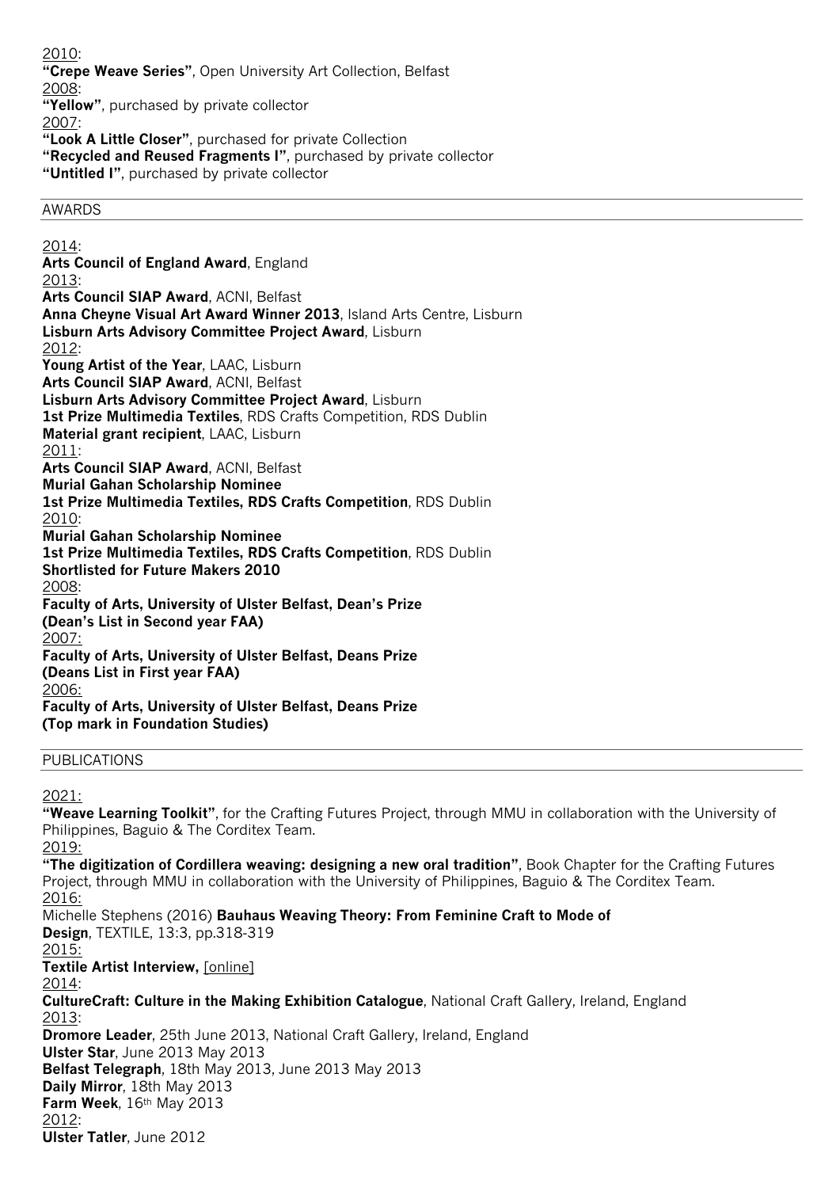2010:
**"Crepe Weave Series"**, Open University Art Collection, Belfast
2008:
**"Yellow"**, purchased by private collector
2007:
**"Look A Little Closer"**, purchased for private Collection
**"Recycled and Reused Fragments I"**, purchased by private collector
**"Untitled I"**, purchased by private collector

## AWARDS

2014:
**Arts Council of England Award**, England
2013:
**Arts Council SIAP Award**, ACNI, Belfast
**Anna Cheyne Visual Art Award Winner 2013**, Island Arts Centre, Lisburn
**Lisburn Arts Advisory Committee Project Award**, Lisburn
2012:
**Young Artist of the Year**, LAAC, Lisburn
**Arts Council SIAP Award**, ACNI, Belfast
**Lisburn Arts Advisory Committee Project Award**, Lisburn
**1st Prize Multimedia Textiles**, RDS Crafts Competition, RDS Dublin
**Material grant recipient**, LAAC, Lisburn
2011:
**Arts Council SIAP Award**, ACNI, Belfast
**Murial Gahan Scholarship Nominee**
**1st Prize Multimedia Textiles, RDS Crafts Competition**, RDS Dublin
2010:
**Murial Gahan Scholarship Nominee**
**1st Prize Multimedia Textiles, RDS Crafts Competition**, RDS Dublin
**Shortlisted for Future Makers 2010**
2008:
**Faculty of Arts, University of Ulster Belfast, Dean's Prize**
**(Dean's List in Second year FAA)**
2007:
**Faculty of Arts, University of Ulster Belfast, Deans Prize**
**(Deans List in First year FAA)**
2006:
**Faculty of Arts, University of Ulster Belfast, Deans Prize**
**(Top mark in Foundation Studies)**

## PUBLICATIONS

2021:
**"Weave Learning Toolkit"**, for the Crafting Futures Project, through MMU in collaboration with the University of Philippines, Baguio & The Corditex Team.
2019:
**"The digitization of Cordillera weaving: designing a new oral tradition"**, Book Chapter for the Crafting Futures Project, through MMU in collaboration with the University of Philippines, Baguio & The Corditex Team.
2016:
Michelle Stephens (2016) **Bauhaus Weaving Theory: From Feminine Craft to Mode of Design**, TEXTILE, 13:3, pp.318-319
2015:
**Textile Artist Interview,** [online]
2014:
**CultureCraft: Culture in the Making Exhibition Catalogue**, National Craft Gallery, Ireland, England
2013:
**Dromore Leader**, 25th June 2013, National Craft Gallery, Ireland, England
**Ulster Star**, June 2013 May 2013
**Belfast Telegraph**, 18th May 2013, June 2013 May 2013
**Daily Mirror**, 18th May 2013
**Farm Week**, 16th May 2013
2012:
**Ulster Tatler**, June 2012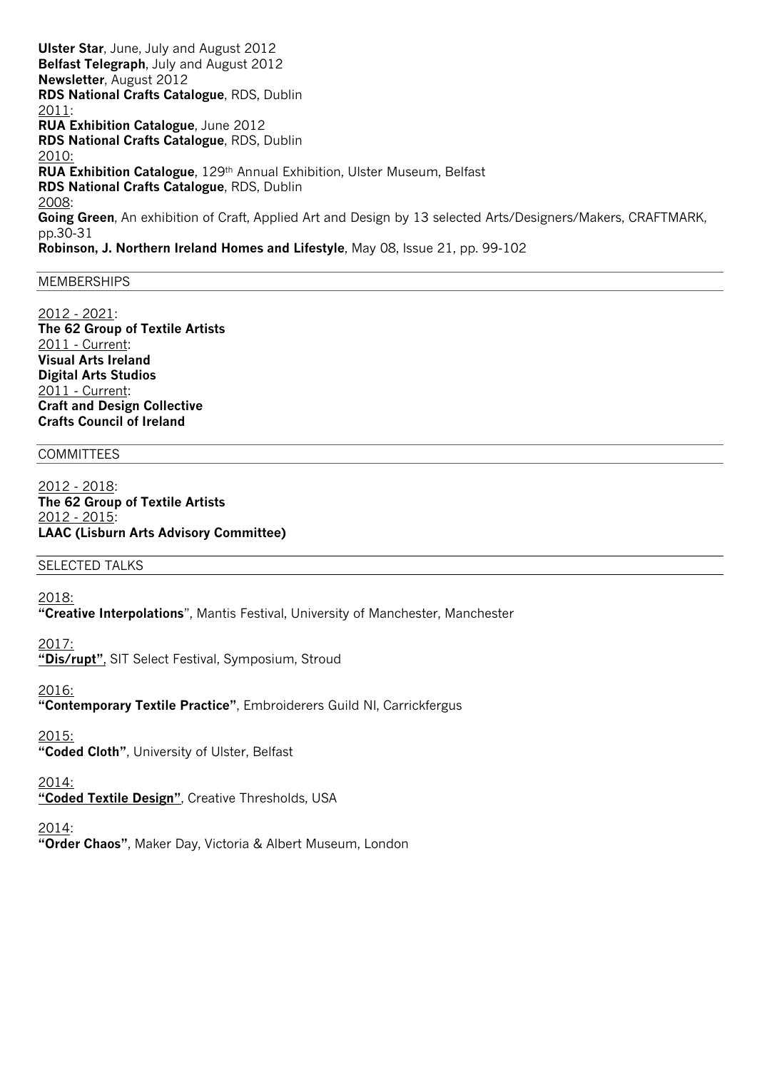**Ulster Star**, June, July and August 2012
**Belfast Telegraph**, July and August 2012
**Newsletter**, August 2012
**RDS National Crafts Catalogue**, RDS, Dublin

2011:
**RUA Exhibition Catalogue**, June 2012
**RDS National Crafts Catalogue**, RDS, Dublin

2010:
**RUA Exhibition Catalogue**, 129th Annual Exhibition, Ulster Museum, Belfast
**RDS National Crafts Catalogue**, RDS, Dublin

2008:
**Going Green**, An exhibition of Craft, Applied Art and Design by 13 selected Arts/Designers/Makers, CRAFTMARK, pp.30-31
**Robinson, J. Northern Ireland Homes and Lifestyle**, May 08, Issue 21, pp. 99-102

## MEMBERSHIPS

2012 - 2021:
**The 62 Group of Textile Artists**

2011 - Current:
**Visual Arts Ireland**
**Digital Arts Studios**

2011 - Current:
**Craft and Design Collective**
**Crafts Council of Ireland**

## COMMITTEES

2012 - 2018:
**The 62 Group of Textile Artists**

2012 - 2015:
**LAAC (Lisburn Arts Advisory Committee)**

## SELECTED TALKS

2018:
**"Creative Interpolations**", Mantis Festival, University of Manchester, Manchester

2017:
**"Dis/rupt"**, SIT Select Festival, Symposium, Stroud

2016:
**"Contemporary Textile Practice"**, Embroiderers Guild NI, Carrickfergus

2015:
**"Coded Cloth"**, University of Ulster, Belfast

2014:
**"Coded Textile Design"**, Creative Thresholds, USA

2014:
**"Order Chaos"**, Maker Day, Victoria & Albert Museum, London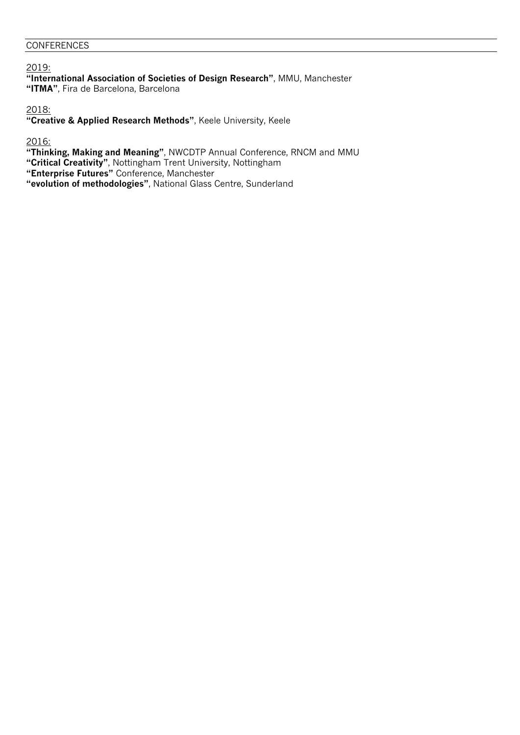## CONFERENCES

2019:

**"International Association of Societies of Design Research"**, MMU, Manchester
**"ITMA"**, Fira de Barcelona, Barcelona

2018:

**"Creative & Applied Research Methods"**, Keele University, Keele

2016:

**"Thinking, Making and Meaning"**, NWCDTP Annual Conference, RNCM and MMU
**"Critical Creativity"**, Nottingham Trent University, Nottingham
**"Enterprise Futures"** Conference, Manchester
**"evolution of methodologies"**, National Glass Centre, Sunderland